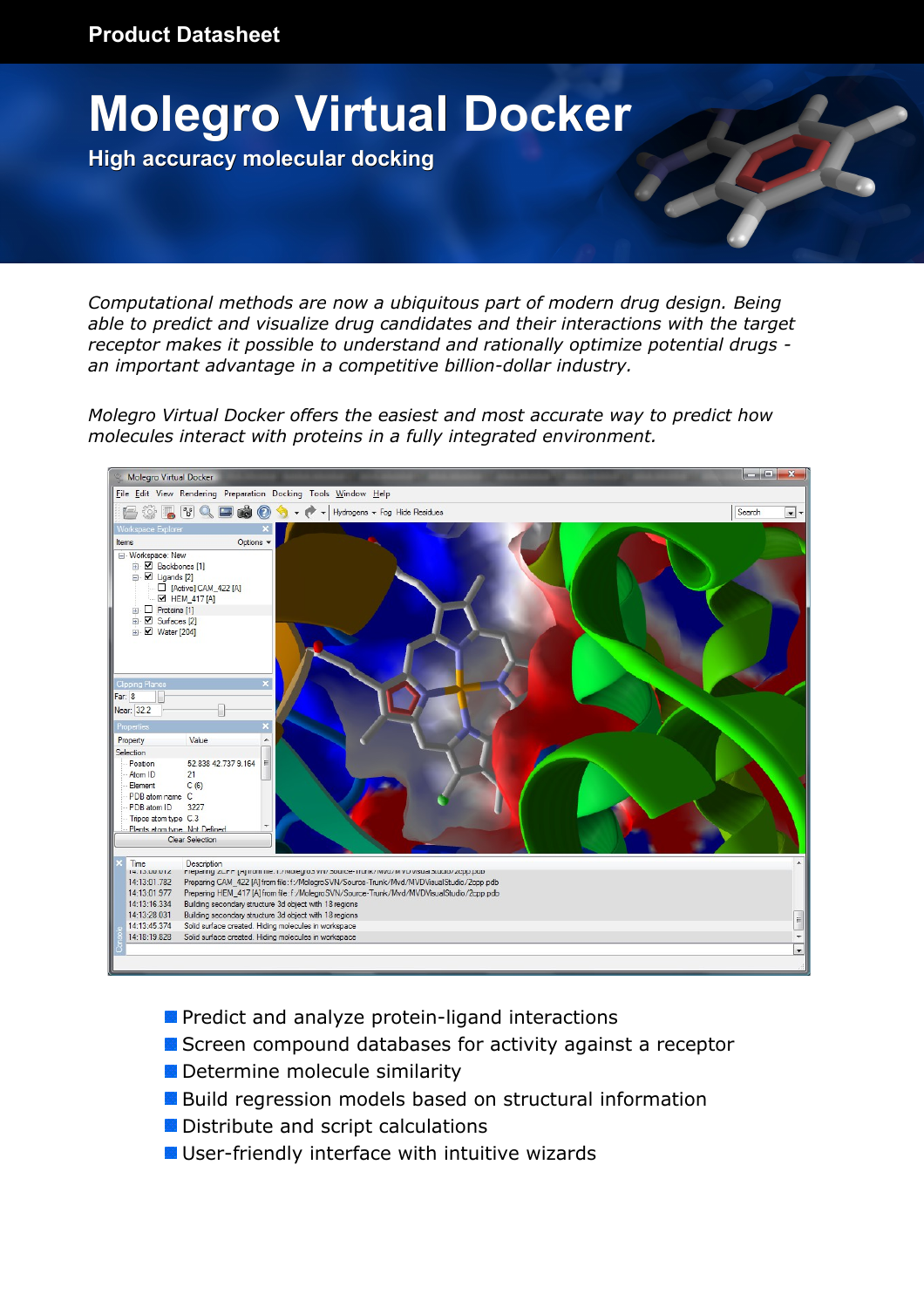Product Datasheet

# Molegro Virtual Docker

## High accuracy molecular docking

*Computational methods are now a ubiquitous part of modern drug design. Being able to predict and visualize drug candidates and their interactions with the target receptor makes it possible to understand and rationally optimize potential drugs - an important advantage in a competitive billion-dollar industry.*

*Molegro Virtual Docker offers the easiest and most accurate way to predict how molecules interact with proteins in a fully integrated environment.*

- Predict and analyze protein-ligand interactions
- Screen compound databases for activity against a receptor
- Determine molecule similarity
- Build regression models based on structural information
- Distribute and script calculations
- User-friendly interface with intuitive wizards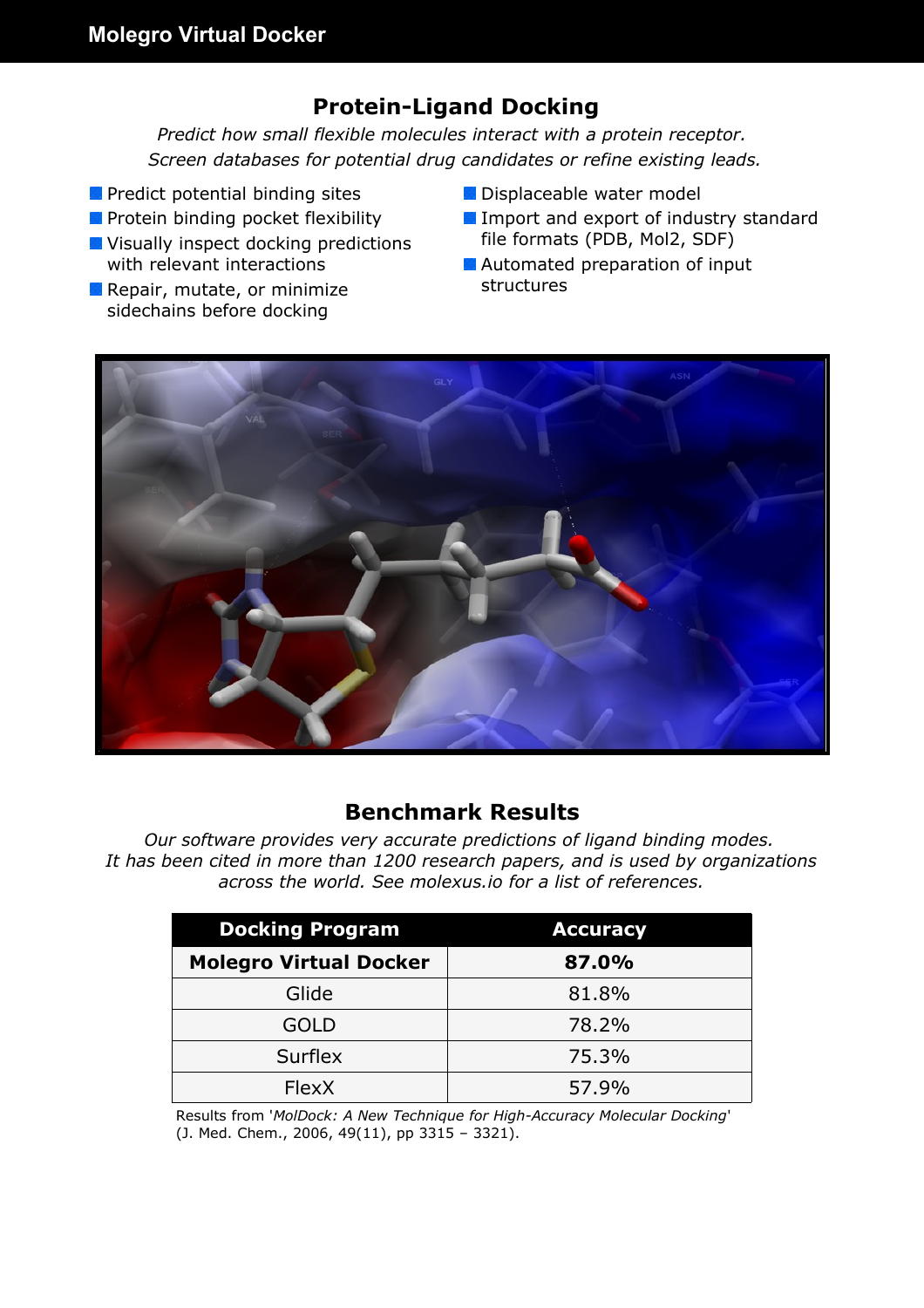## Protein-Ligand Docking

*Predict how small flexible molecules interact with a protein receptor.*
*Screen databases for potential drug candidates or refine existing leads.*

- Predict potential binding sites
- Protein binding pocket flexibility
- Visually inspect docking predictions with relevant interactions
- Repair, mutate, or minimize sidechains before docking
- Displaceable water model
- Import and export of industry standard file formats (PDB, Mol2, SDF)
- Automated preparation of input structures

## Benchmark Results

*Our software provides very accurate predictions of ligand binding modes.*
*It has been cited in more than 1200 research papers, and is used by organizations across the world. See molexus.io for a list of references.*

| Docking Program | Accuracy |
|---|---|
| **Molegro Virtual Docker** | **87.0%** |
| Glide | 81.8% |
| GOLD | 78.2% |
| Surflex | 75.3% |
| FlexX | 57.9% |

Results from '*MolDock: A New Technique for High-Accuracy Molecular Docking*' (J. Med. Chem., 2006, 49(11), pp 3315 – 3321).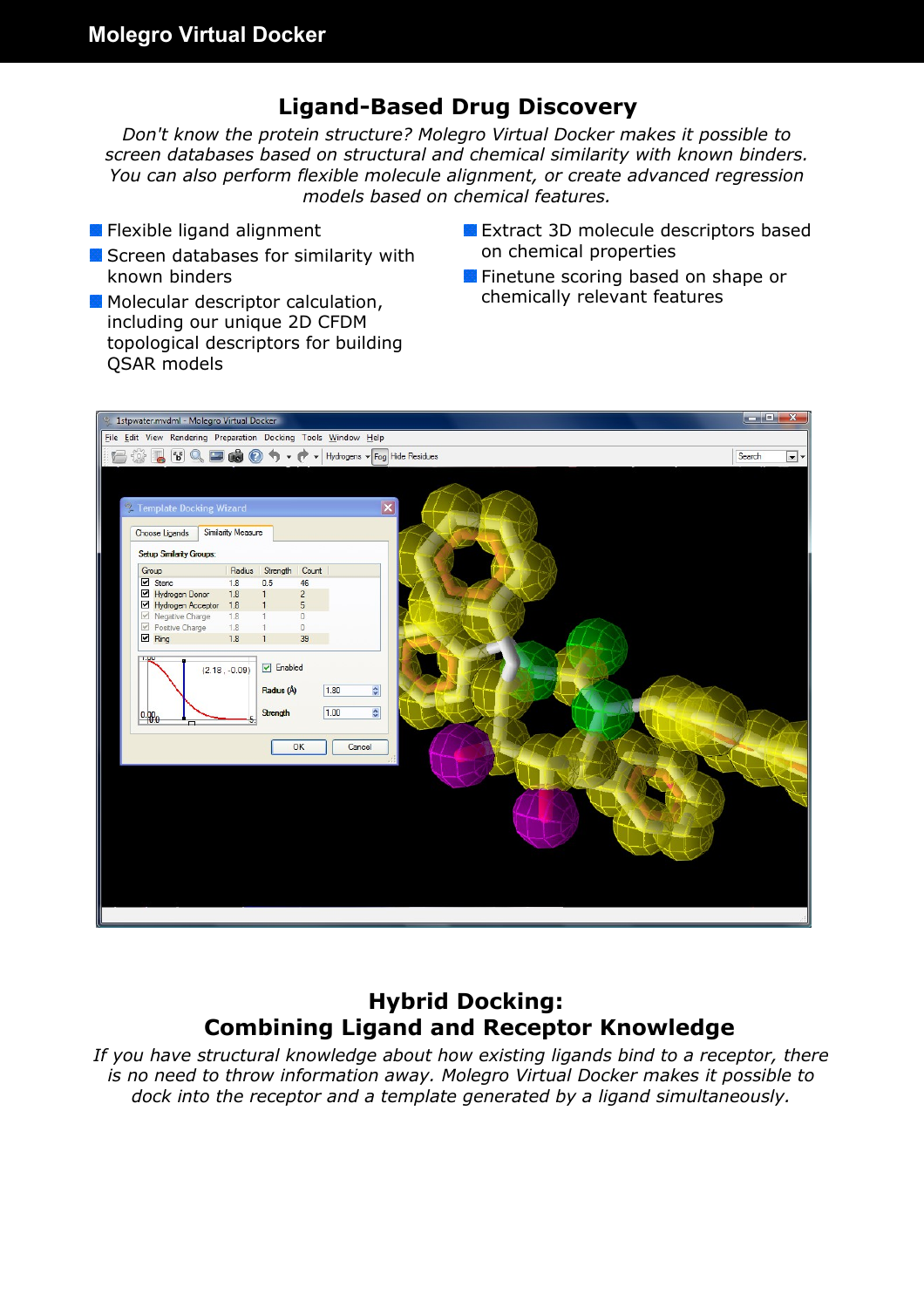## Ligand-Based Drug Discovery

*Don't know the protein structure? Molegro Virtual Docker makes it possible to screen databases based on structural and chemical similarity with known binders. You can also perform flexible molecule alignment, or create advanced regression models based on chemical features.*

- Flexible ligand alignment
- Screen databases for similarity with known binders
- Molecular descriptor calculation, including our unique 2D CFDM topological descriptors for building QSAR models
- Extract 3D molecule descriptors based on chemical properties
- Finetune scoring based on shape or chemically relevant features

## Hybrid Docking:
## Combining Ligand and Receptor Knowledge

*If you have structural knowledge about how existing ligands bind to a receptor, there is no need to throw information away. Molegro Virtual Docker makes it possible to dock into the receptor and a template generated by a ligand simultaneously.*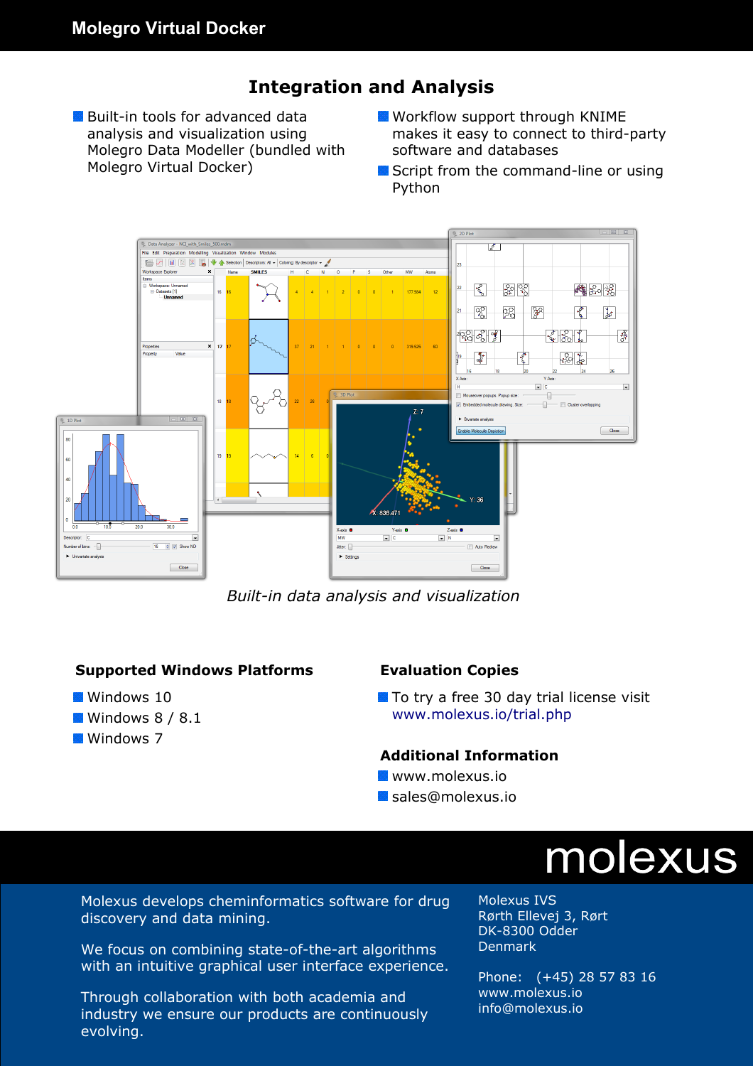# Molegro Virtual Docker

## Integration and Analysis

- Built-in tools for advanced data analysis and visualization using Molegro Data Modeller (bundled with Molegro Virtual Docker)
- Workflow support through KNIME makes it easy to connect to third-party software and databases
- Script from the command-line or using Python

*Built-in data analysis and visualization*

### Supported Windows Platforms

- Windows 10
- Windows 8 / 8.1
- Windows 7

### Evaluation Copies

- To try a free 30 day trial license visit www.molexus.io/trial.php

### Additional Information

- www.molexus.io
- sales@molexus.io

molexus

Molexus develops cheminformatics software for drug discovery and data mining.

We focus on combining state-of-the-art algorithms with an intuitive graphical user interface experience.

Through collaboration with both academia and industry we ensure our products are continuously evolving.

Molexus IVS
Rørth Ellevej 3, Rørt
DK-8300 Odder
Denmark

Phone: (+45) 28 57 83 16
www.molexus.io
info@molexus.io